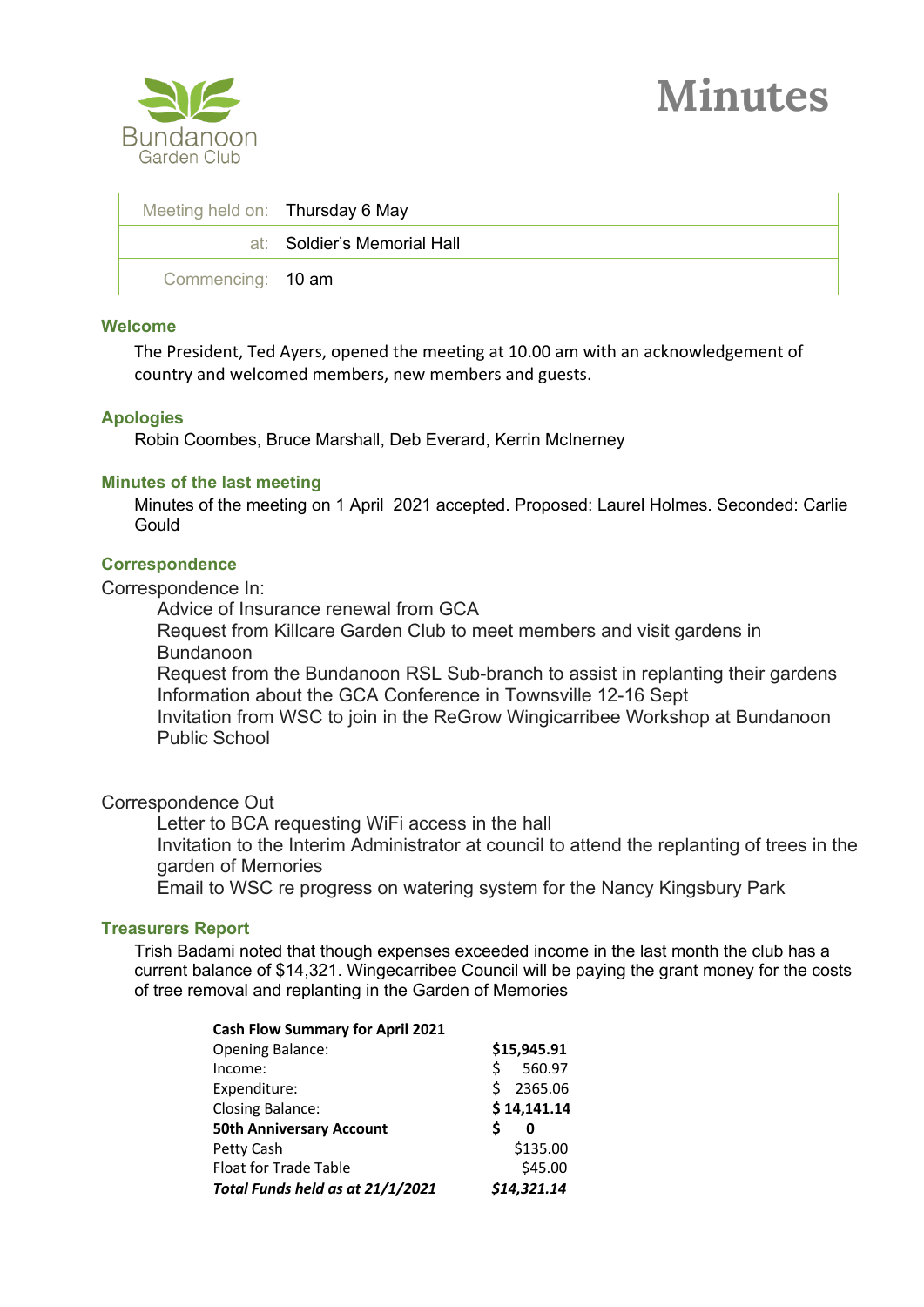Bundanoon Garden Club

# Minutes

| Meeting held on: | Thursday 6 May |
|---|---|
| at: | Soldier's Memorial Hall |
| Commencing: | 10 am |

## Welcome

The President, Ted Ayers, opened the meeting at 10.00 am with an acknowledgement of country and welcomed members, new members and guests.

## Apologies

Robin Coombes, Bruce Marshall, Deb Everard, Kerrin McInerney

## Minutes of the last meeting

Minutes of the meeting on 1 April 2021 accepted. Proposed: Laurel Holmes. Seconded: Carlie Gould

## Correspondence

Correspondence In:

- Advice of Insurance renewal from GCA
- Request from Killcare Garden Club to meet members and visit gardens in Bundanoon
- Request from the Bundanoon RSL Sub-branch to assist in replanting their gardens
- Information about the GCA Conference in Townsville 12-16 Sept
- Invitation from WSC to join in the ReGrow Wingicarribee Workshop at Bundanoon Public School

Correspondence Out

- Letter to BCA requesting WiFi access in the hall
- Invitation to the Interim Administrator at council to attend the replanting of trees in the garden of Memories
- Email to WSC re progress on watering system for the Nancy Kingsbury Park

## Treasurers Report

Trish Badami noted that though expenses exceeded income in the last month the club has a current balance of $14,321. Wingecarribee Council will be paying the grant money for the costs of tree removal and replanting in the Garden of Memories

| **Cash Flow Summary for April 2021** | |
|---|---|
| Opening Balance: | **$15,945.91** |
| Income: | $ 560.97 |
| Expenditure: | $ 2365.06 |
| Closing Balance: | **$ 14,141.14** |
| **50th Anniversary Account** | **$ 0** |
| Petty Cash | $135.00 |
| Float for Trade Table | $45.00 |
| ***Total Funds held as at 21/1/2021*** | ***$14,321.14*** |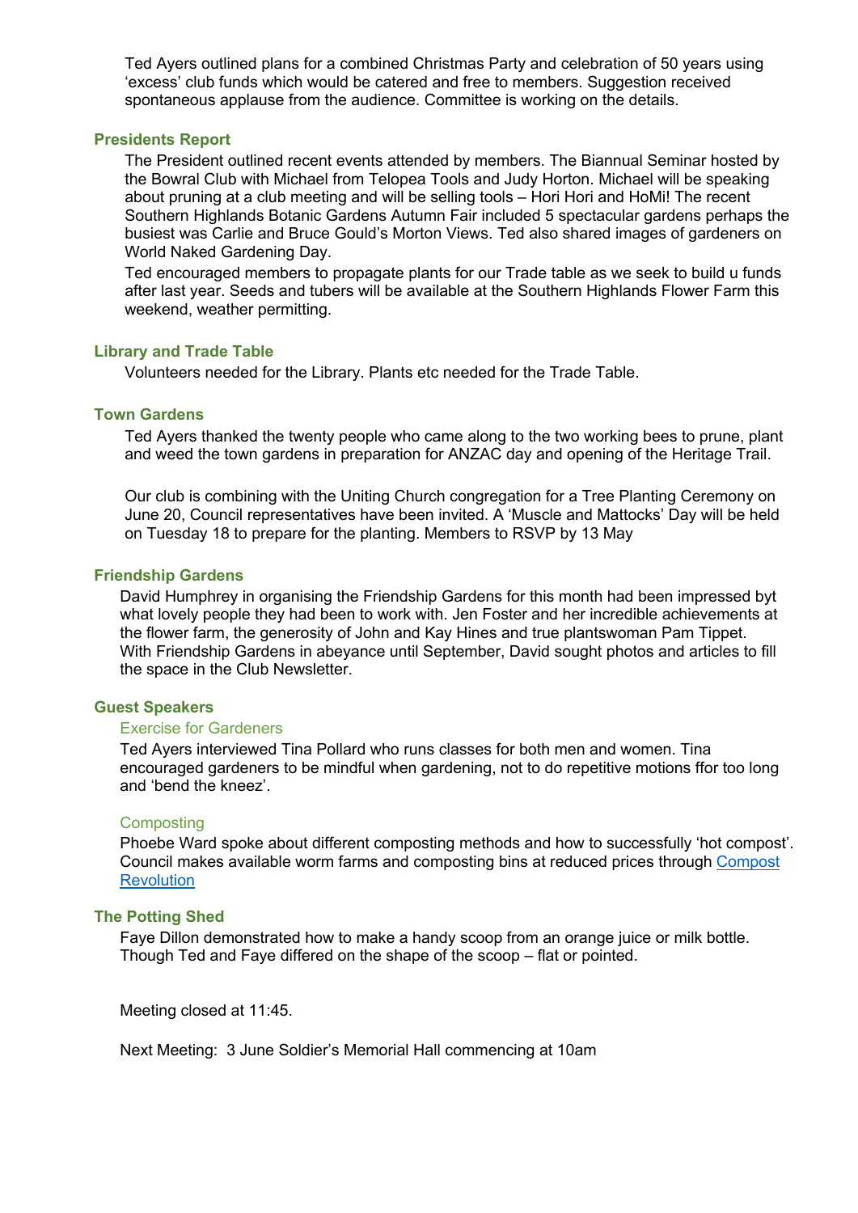Ted Ayers outlined plans for a combined Christmas Party and celebration of 50 years using 'excess' club funds which would be catered and free to members. Suggestion received spontaneous applause from the audience. Committee is working on the details.

## Presidents Report

The President outlined recent events attended by members. The Biannual Seminar hosted by the Bowral Club with Michael from Telopea Tools and Judy Horton. Michael will be speaking about pruning at a club meeting and will be selling tools – Hori Hori and HoMi! The recent Southern Highlands Botanic Gardens Autumn Fair included 5 spectacular gardens perhaps the busiest was Carlie and Bruce Gould's Morton Views. Ted also shared images of gardeners on World Naked Gardening Day.

Ted encouraged members to propagate plants for our Trade table as we seek to build u funds after last year. Seeds and tubers will be available at the Southern Highlands Flower Farm this weekend, weather permitting.

## Library and Trade Table

Volunteers needed for the Library. Plants etc needed for the Trade Table.

## Town Gardens

Ted Ayers thanked the twenty people who came along to the two working bees to prune, plant and weed the town gardens in preparation for ANZAC day and opening of the Heritage Trail.

Our club is combining with the Uniting Church congregation for a Tree Planting Ceremony on June 20, Council representatives have been invited. A 'Muscle and Mattocks' Day will be held on Tuesday 18 to prepare for the planting. Members to RSVP by 13 May

## Friendship Gardens

David Humphrey in organising the Friendship Gardens for this month had been impressed byt what lovely people they had been to work with. Jen Foster and her incredible achievements at the flower farm, the generosity of John and Kay Hines and true plantswoman Pam Tippet. With Friendship Gardens in abeyance until September, David sought photos and articles to fill the space in the Club Newsletter.

## Guest Speakers

### Exercise for Gardeners

Ted Ayers interviewed Tina Pollard who runs classes for both men and women. Tina encouraged gardeners to be mindful when gardening, not to do repetitive motions ffor too long and 'bend the kneez'.

### Composting

Phoebe Ward spoke about different composting methods and how to successfully 'hot compost'. Council makes available worm farms and composting bins at reduced prices through Compost Revolution

## The Potting Shed

Faye Dillon demonstrated how to make a handy scoop from an orange juice or milk bottle. Though Ted and Faye differed on the shape of the scoop – flat or pointed.

Meeting closed at 11:45.

Next Meeting: 3 June Soldier's Memorial Hall commencing at 10am